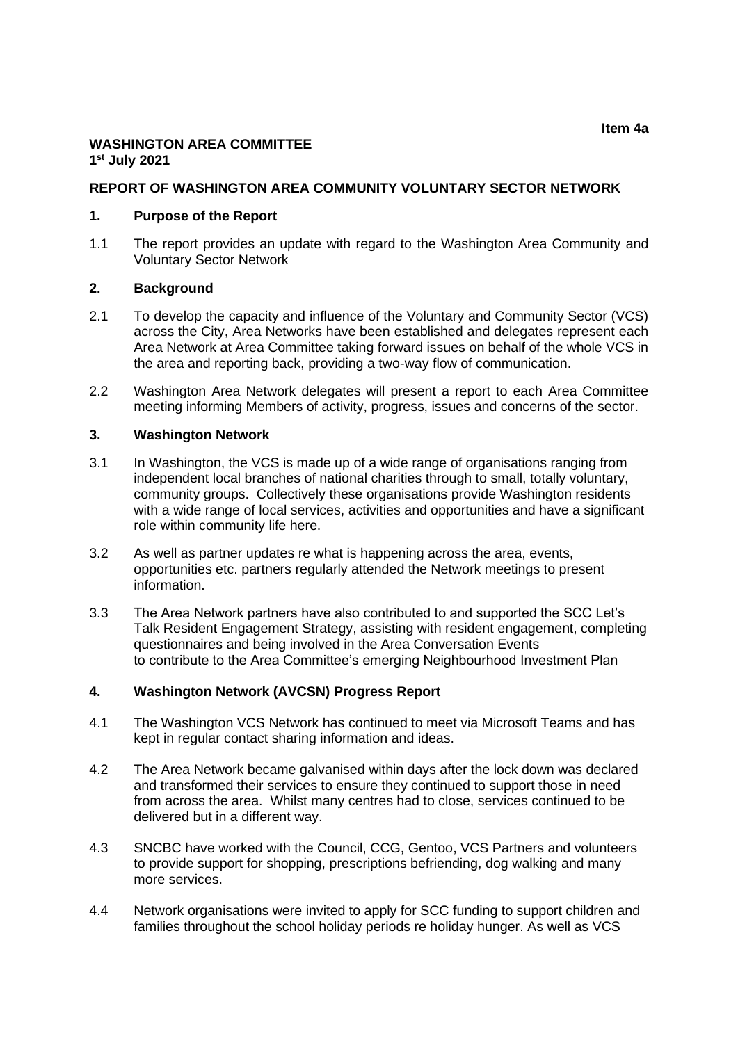**Item 4a**

**WASHINGTON AREA COMMITTEE**
**1st July 2021**

**REPORT OF WASHINGTON AREA COMMUNITY VOLUNTARY SECTOR NETWORK**

## 1. Purpose of the Report

1.1 The report provides an update with regard to the Washington Area Community and Voluntary Sector Network

## 2. Background

2.1 To develop the capacity and influence of the Voluntary and Community Sector (VCS) across the City, Area Networks have been established and delegates represent each Area Network at Area Committee taking forward issues on behalf of the whole VCS in the area and reporting back, providing a two-way flow of communication.

2.2 Washington Area Network delegates will present a report to each Area Committee meeting informing Members of activity, progress, issues and concerns of the sector.

## 3. Washington Network

3.1 In Washington, the VCS is made up of a wide range of organisations ranging from independent local branches of national charities through to small, totally voluntary, community groups. Collectively these organisations provide Washington residents with a wide range of local services, activities and opportunities and have a significant role within community life here.

3.2 As well as partner updates re what is happening across the area, events, opportunities etc. partners regularly attended the Network meetings to present information.

3.3 The Area Network partners have also contributed to and supported the SCC Let's Talk Resident Engagement Strategy, assisting with resident engagement, completing questionnaires and being involved in the Area Conversation Events to contribute to the Area Committee's emerging Neighbourhood Investment Plan

## 4. Washington Network (AVCSN) Progress Report

4.1 The Washington VCS Network has continued to meet via Microsoft Teams and has kept in regular contact sharing information and ideas.

4.2 The Area Network became galvanised within days after the lock down was declared and transformed their services to ensure they continued to support those in need from across the area. Whilst many centres had to close, services continued to be delivered but in a different way.

4.3 SNCBC have worked with the Council, CCG, Gentoo, VCS Partners and volunteers to provide support for shopping, prescriptions befriending, dog walking and many more services.

4.4 Network organisations were invited to apply for SCC funding to support children and families throughout the school holiday periods re holiday hunger. As well as VCS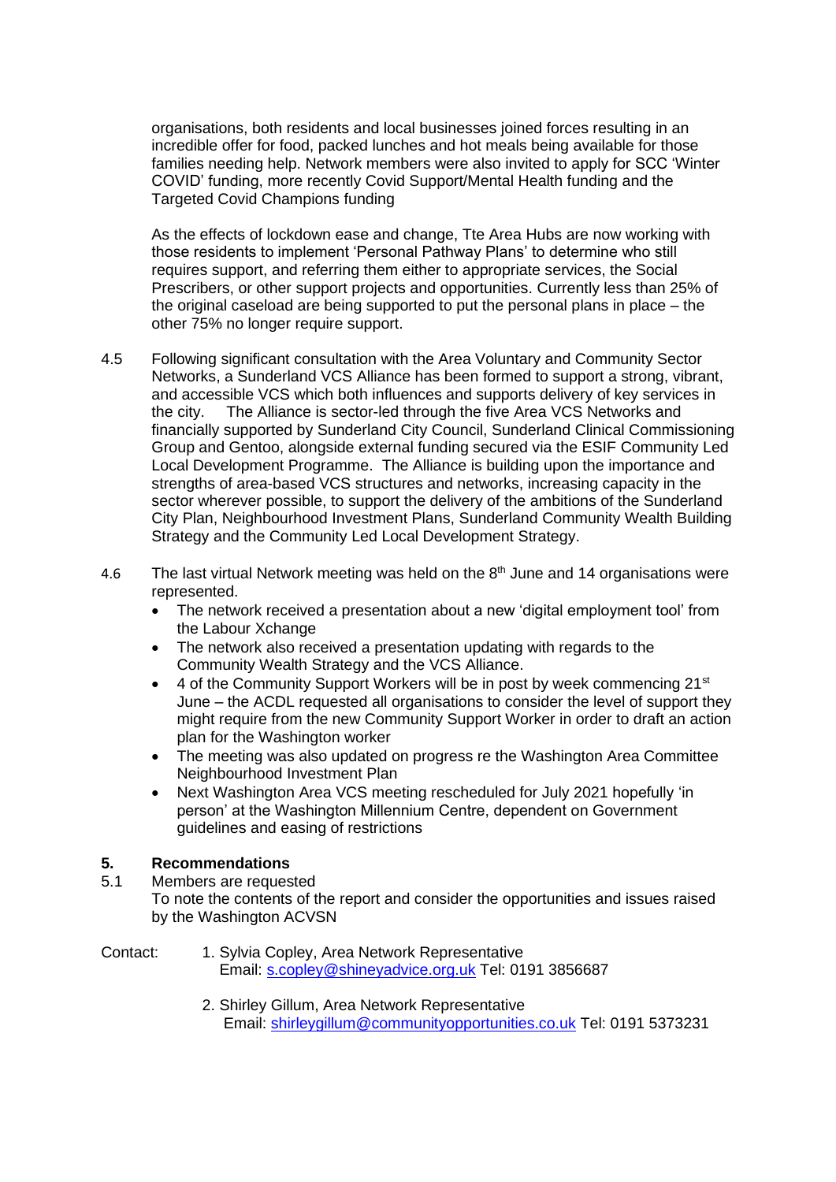organisations, both residents and local businesses joined forces resulting in an incredible offer for food, packed lunches and hot meals being available for those families needing help. Network members were also invited to apply for SCC 'Winter COVID' funding, more recently Covid Support/Mental Health funding and the Targeted Covid Champions funding

As the effects of lockdown ease and change, Tte Area Hubs are now working with those residents to implement 'Personal Pathway Plans' to determine who still requires support, and referring them either to appropriate services, the Social Prescribers, or other support projects and opportunities. Currently less than 25% of the original caseload are being supported to put the personal plans in place – the other 75% no longer require support.

4.5 Following significant consultation with the Area Voluntary and Community Sector Networks, a Sunderland VCS Alliance has been formed to support a strong, vibrant, and accessible VCS which both influences and supports delivery of key services in the city. The Alliance is sector-led through the five Area VCS Networks and financially supported by Sunderland City Council, Sunderland Clinical Commissioning Group and Gentoo, alongside external funding secured via the ESIF Community Led Local Development Programme. The Alliance is building upon the importance and strengths of area-based VCS structures and networks, increasing capacity in the sector wherever possible, to support the delivery of the ambitions of the Sunderland City Plan, Neighbourhood Investment Plans, Sunderland Community Wealth Building Strategy and the Community Led Local Development Strategy.

4.6 The last virtual Network meeting was held on the 8th June and 14 organisations were represented.

- The network received a presentation about a new 'digital employment tool' from the Labour Xchange
- The network also received a presentation updating with regards to the Community Wealth Strategy and the VCS Alliance.
- 4 of the Community Support Workers will be in post by week commencing 21st June – the ACDL requested all organisations to consider the level of support they might require from the new Community Support Worker in order to draft an action plan for the Washington worker
- The meeting was also updated on progress re the Washington Area Committee Neighbourhood Investment Plan
- Next Washington Area VCS meeting rescheduled for July 2021 hopefully 'in person' at the Washington Millennium Centre, dependent on Government guidelines and easing of restrictions

## 5. Recommendations

5.1 Members are requested
To note the contents of the report and consider the opportunities and issues raised by the Washington ACVSN

Contact:

1. Sylvia Copley, Area Network Representative
   Email: s.copley@shineyadvice.org.uk Tel: 0191 3856687

2. Shirley Gillum, Area Network Representative
   Email: shirleygillum@communityopportunities.co.uk Tel: 0191 5373231